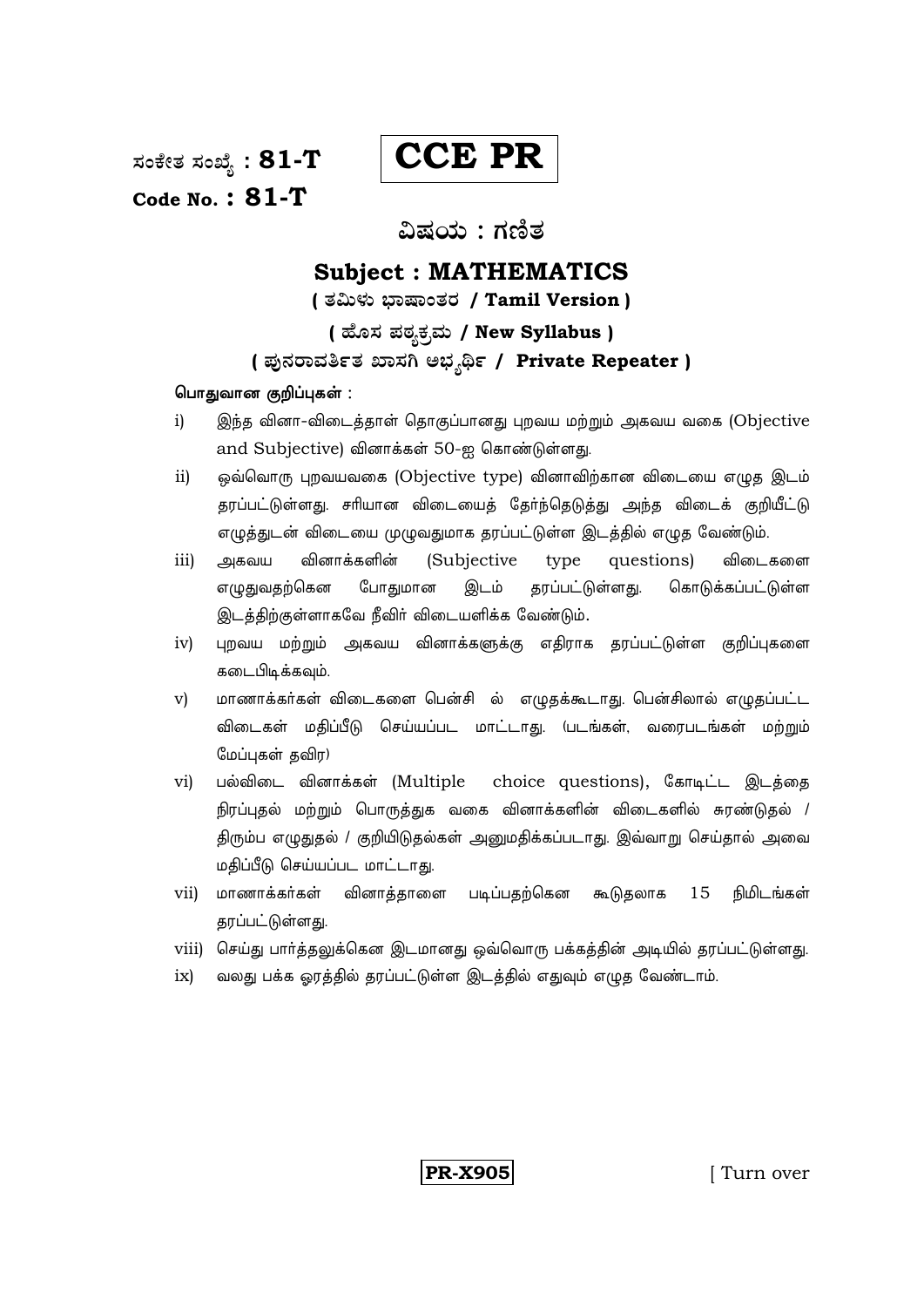ಸಂಕೇತ ಸಂಖ್ಯೆ : **81-T**

**Code No. : 81-T**

**CCE PR**

## ವಿಷಯ : ಗಣಿತ

## Subject : MATHEMATICS

**( ತಮಿಳು ಭಾಷಾಂತರ / Tamil Version )**

**( ಹೊಸ ಪಠ್ಯಕ್ರಮ / New Syllabus )**

**( ಪುನರಾವರ್ತಿತ ಖಾಸಗಿ ಅಭ್ಯರ್ಥಿ / Private Repeater )**

**பொதுவான குறிப்புகள் :**

i) இந்த வினா-விடைத்தாள் தொகுப்பானது புறவய மற்றும் அகவய வகை (Objective and Subjective) வினாக்கள் 50-ஐ கொண்டுள்ளது.

ii) ஒவ்வொரு புறவயவகை (Objective type) வினாவிற்கான விடையை எழுத இடம் தரப்பட்டுள்ளது. சரியான விடையைத் தேர்ந்தெடுத்து அந்த விடைக் குறியீட்டு எழுத்துடன் விடையை முழுவதுமாக தரப்பட்டுள்ள இடத்தில் எழுத வேண்டும்.

iii) அகவய வினாக்களின் (Subjective type questions) விடைகளை எழுதுவதற்கென போதுமான இடம் தரப்பட்டுள்ளது. கொடுக்கப்பட்டுள்ள இடத்திற்குள்ளாகவே நீவிர் விடையளிக்க வேண்டும்.

iv) புறவய மற்றும் அகவய வினாக்களுக்கு எதிராக தரப்பட்டுள்ள குறிப்புகளை கடைபிடிக்கவும்.

v) மாணாக்கர்கள் விடைகளை பென்சி ல் எழுதக்கூடாது. பென்சிலால் எழுதப்பட்ட விடைகள் மதிப்பீடு செய்யப்பட மாட்டாது. (படங்கள், வரைபடங்கள் மற்றும் மேப்புகள் தவிர)

vi) பல்விடை வினாக்கள் (Multiple choice questions), கோடிட்ட இடத்தை நிரப்புதல் மற்றும் பொருத்துக வகை வினாக்களின் விடைகளில் சுரண்டுதல் / திரும்ப எழுதுதல் / குறியிடுதல்கள் அனுமதிக்கப்படாது. இவ்வாறு செய்தால் அவை மதிப்பீடு செய்யப்பட மாட்டாது.

vii) மாணாக்கர்கள் வினாத்தாளை படிப்பதற்கென கூடுதலாக 15 நிமிடங்கள் தரப்பட்டுள்ளது.

viii) செய்து பார்த்தலுக்கென இடமானது ஒவ்வொரு பக்கத்தின் அடியில் தரப்பட்டுள்ளது.

ix) வலது பக்க ஓரத்தில் தரப்பட்டுள்ள இடத்தில் எதுவும் எழுத வேண்டாம்.

**PR-X905**

[ Turn over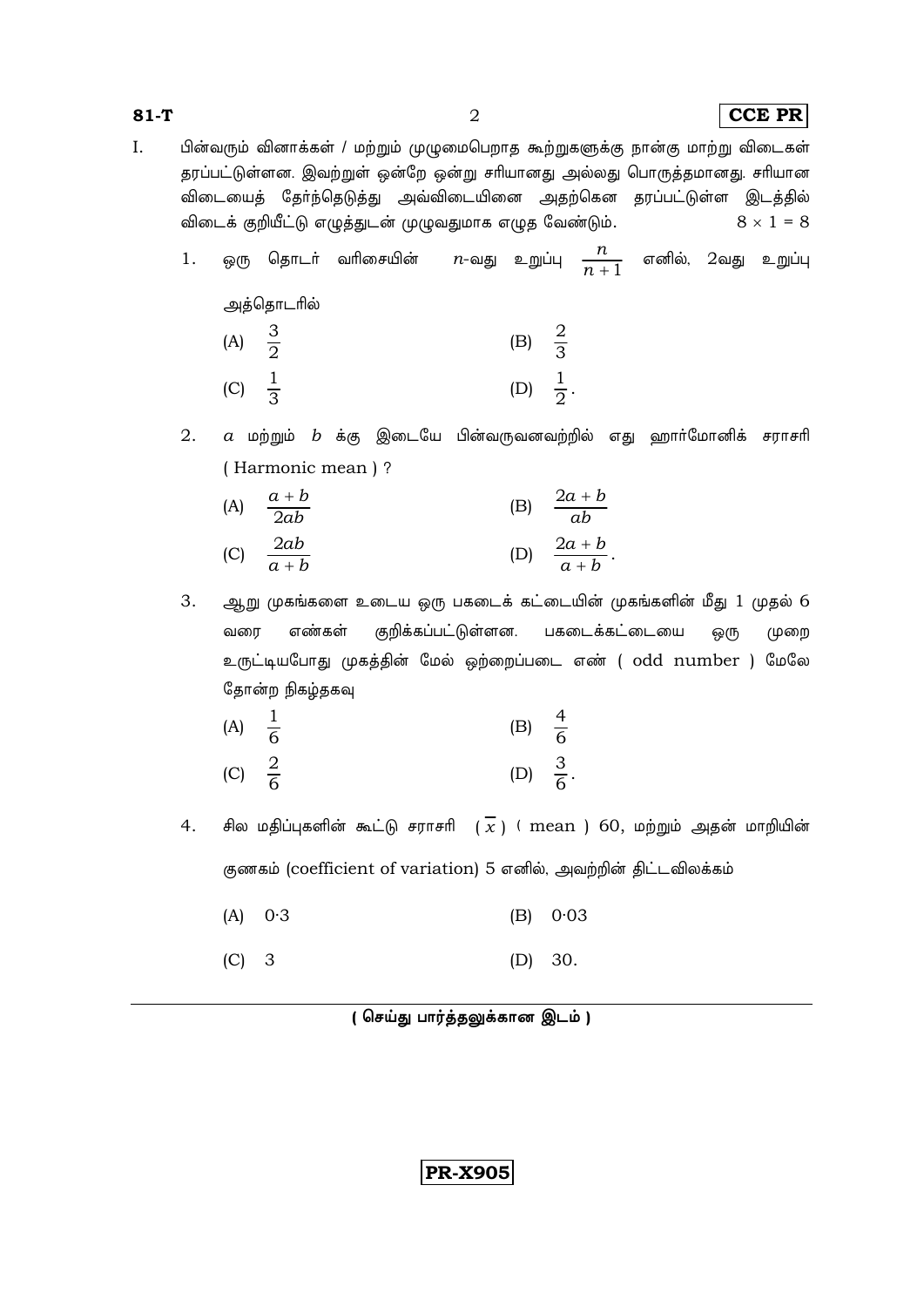I. பின்வரும் வினாக்கள் / மற்றும் முழுமைபெறாத கூற்றுகளுக்கு நான்கு மாற்று விடைகள் தரப்பட்டுள்ளன. இவற்றுள் ஒன்றே ஒன்று சரியானது அல்லது பொருத்தமானது. சரியான விடையைத் தேர்ந்தெடுத்து அவ்விடையினை அதற்கென தரப்பட்டுள்ள இடத்தில் விடைக் குறியீட்டு எழுத்துடன் முழுவதுமாக எழுத வேண்டும். $8 \times 1 = 8$

1. ஒரு தொடர் வரிசையின் $n$-வது உறுப்பு $\frac{n}{n+1}$ எனில், 2வது உறுப்பு அத்தொடரில்

   (A) $\frac{3}{2}$ (B) $\frac{2}{3}$

   (C) $\frac{1}{3}$ (D) $\frac{1}{2}$.

2. $a$ மற்றும் $b$ க்கு இடையே பின்வருவனவற்றில் எது ஹார்மோனிக் சராசரி ( Harmonic mean ) ?

   (A) $\frac{a+b}{2ab}$ (B) $\frac{2a+b}{ab}$

   (C) $\frac{2ab}{a+b}$ (D) $\frac{2a+b}{a+b}$.

3. ஆறு முகங்களை உடைய ஒரு பகடைக் கட்டையின் முகங்களின் மீது 1 முதல் 6 வரை எண்கள் குறிக்கப்பட்டுள்ளன. பகடைக்கட்டையை ஒரு முறை உருட்டியபோது முகத்தின் மேல் ஒற்றைப்படை எண் ( odd number ) மேலே தோன்ற நிகழ்தகவு

   (A) $\frac{1}{6}$ (B) $\frac{4}{6}$

   (C) $\frac{2}{6}$ (D) $\frac{3}{6}$.

4. சில மதிப்புகளின் கூட்டு சராசரி ( $\overline{x}$ ) ( mean ) 60, மற்றும் அதன் மாறியின் குணகம் (coefficient of variation) 5 எனில், அவற்றின் திட்டவிலக்கம்

   (A) 0·3 (B) 0·03

   (C) 3 (D) 30.

( செய்து பார்த்தலுக்கான இடம் )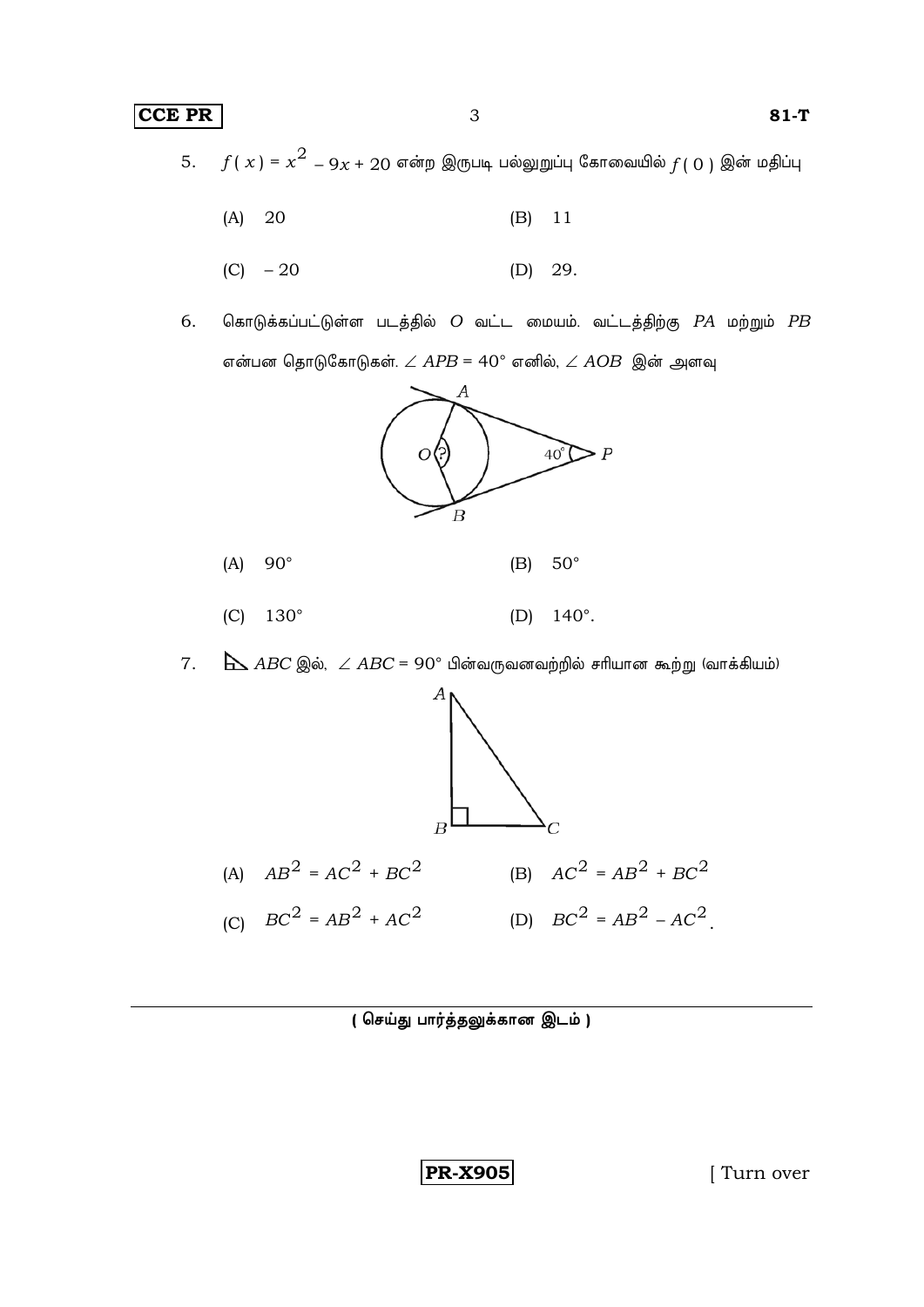5. $f(x) = x^2 - 9x + 20$ என்ற இருபடி பல்லுறுப்பு கோவையில் $f(0)$ இன் மதிப்பு

   (A) 20 (B) 11

   (C) – 20 (D) 29.

6. கொடுக்கப்பட்டுள்ள படத்தில் $O$ வட்ட மையம். வட்டத்திற்கு $PA$ மற்றும் $PB$ என்பன தொடுகோடுகள். $\angle APB = 40°$ எனில், $\angle AOB$ இன் அளவு

   (A) 90° (B) 50°

   (C) 130° (D) 140°.

7. $\triangle ABC$ இல், $\angle ABC = 90°$ பின்வருவனவற்றில் சரியான கூற்று (வாக்கியம்)

   (A) $AB^2 = AC^2 + BC^2$ (B) $AC^2 = AB^2 + BC^2$

   (C) $BC^2 = AB^2 + AC^2$ (D) $BC^2 = AB^2 - AC^2$.

( செய்து பார்த்தலுக்கான இடம் )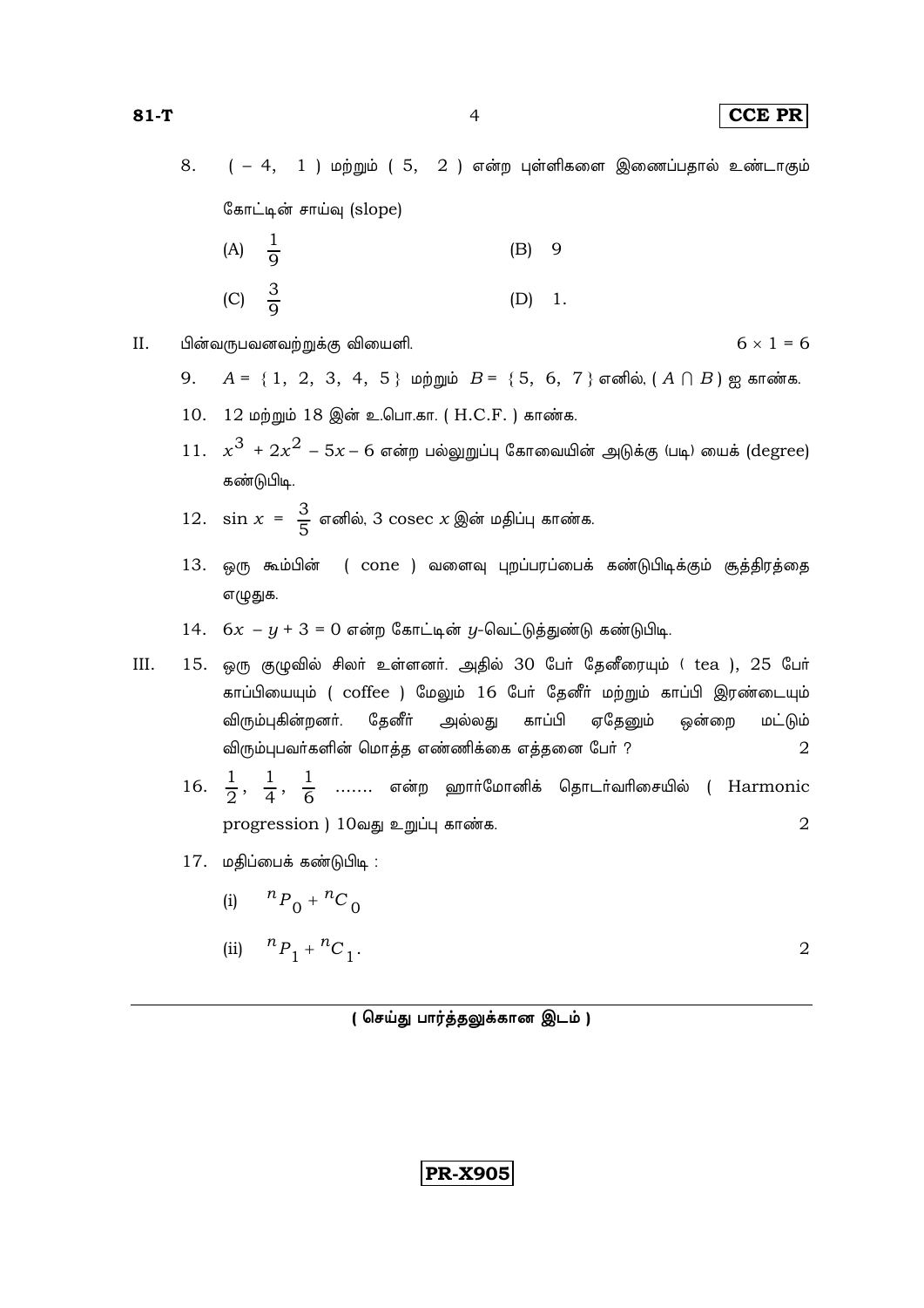8. ( – 4, 1 ) மற்றும் ( 5, 2 ) என்ற புள்ளிகளை இணைப்பதால் உண்டாகும் கோட்டின் சாய்வு (slope)

(A) $\frac{1}{9}$ (B) 9

(C) $\frac{3}{9}$ (D) 1.

II. பின்வருபவனவற்றுக்கு விடையெளி. $6 \times 1 = 6$

9. $A = \{1, 2, 3, 4, 5\}$ மற்றும் $B = \{5, 6, 7\}$ எனில், $(A \cap B)$ ஐ காண்க.

10. 12 மற்றும் 18 இன் உ.பொ.கா. ( H.C.F. ) காண்க.

11. $x^3 + 2x^2 - 5x - 6$ என்ற பல்லுறுப்பு கோவையின் அடுக்கு (படி) யைக் (degree) கண்டுபிடி.

12. $\sin x = \frac{3}{5}$ எனில், 3 $\operatorname{cosec} x$ இன் மதிப்பு காண்க.

13. ஒரு கூம்பின் ( cone ) வளைவு புறப்பரப்பைக் கண்டுபிடிக்கும் சூத்திரத்தை எழுதுக.

14. $6x - y + 3 = 0$ என்ற கோட்டின் $y$-வெட்டுத்துண்டு கண்டுபிடி.

III. 15. ஒரு குழுவில் சிலர் உள்ளனர். அதில் 30 பேர் தேனீரையும் ( tea ), 25 பேர் காப்பியையும் ( coffee ) மேலும் 16 பேர் தேனீர் மற்றும் காப்பி இரண்டையும் விரும்புகின்றனர். தேனீர் அல்லது காப்பி ஏதேனும் ஒன்றை மட்டும் விரும்புபவர்களின் மொத்த எண்ணிக்கை எத்தனை பேர் ? 2

16. $\frac{1}{2}, \frac{1}{4}, \frac{1}{6}$ ....... என்ற ஹார்மோனிக் தொடர்வரிசையில் ( Harmonic progression ) 10வது உறுப்பு காண்க. 2

17. மதிப்பைக் கண்டுபிடி :

(i) ${}^{n}P_0 + {}^{n}C_0$

(ii) ${}^{n}P_1 + {}^{n}C_1$. 2

**( செய்து பார்த்தலுக்கான இடம் )**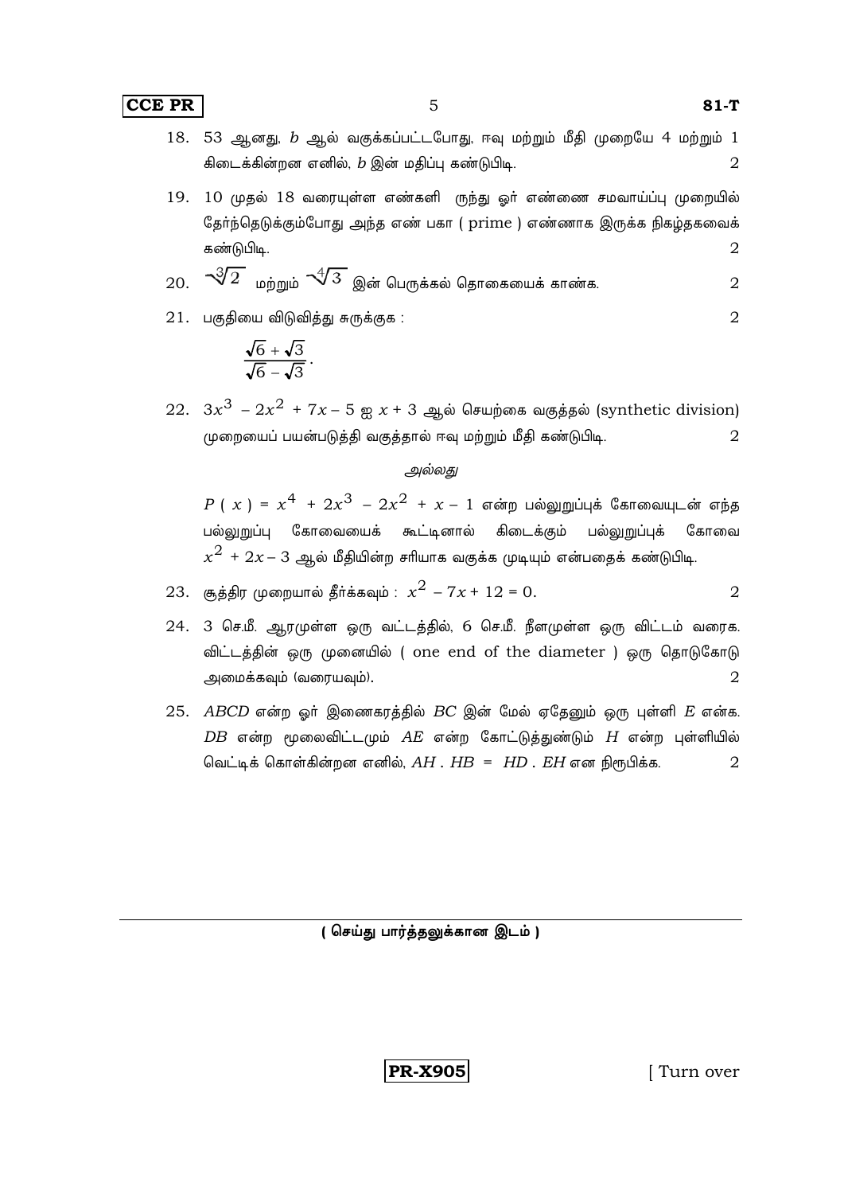18. 53 ஆனது, $b$ ஆல் வகுக்கப்பட்டபோது, ஈவு மற்றும் மீதி முறையே 4 மற்றும் 1 கிடைக்கின்றன எனில், $b$ இன் மதிப்பு கண்டுபிடி. 2

19. 10 முதல் 18 வரையுள்ள எண்களி ருந்து ஓர் எண்ணை சமவாய்ப்பு முறையில் தேர்ந்தெடுக்கும்போது அந்த எண் பகா ( prime ) எண்ணாக இருக்க நிகழ்தகவைக் கண்டுபிடி. 2

20. $\sqrt[3]{2}$ மற்றும் $\sqrt[4]{3}$ இன் பெருக்கல் தொகையைக் காண்க. 2

21. பகுதியை விடுவித்து சுருக்குக : 2

$$\frac{\sqrt{6}+\sqrt{3}}{\sqrt{6}-\sqrt{3}}.$$

22. $3x^3 - 2x^2 + 7x - 5$ ஐ $x + 3$ ஆல் செயற்கை வகுத்தல் (synthetic division) முறையைப் பயன்படுத்தி வகுத்தால் ஈவு மற்றும் மீதி கண்டுபிடி. 2

*அல்லது*

$P(x) = x^4 + 2x^3 - 2x^2 + x - 1$ என்ற பல்லுறுப்புக் கோவையுடன் எந்த பல்லுறுப்பு கோவையைக் கூட்டினால் கிடைக்கும் பல்லுறுப்புக் கோவை $x^2 + 2x - 3$ ஆல் மீதியின்ற சரியாக வகுக்க முடியும் என்பதைக் கண்டுபிடி.

23. சூத்திர முறையால் தீர்க்கவும் : $x^2 - 7x + 12 = 0$. 2

24. 3 செ.மீ. ஆரமுள்ள ஒரு வட்டத்தில், 6 செ.மீ. நீளமுள்ள ஒரு விட்டம் வரைக. விட்டத்தின் ஒரு முனையில் ( one end of the diameter ) ஒரு தொடுகோடு அமைக்கவும் (வரையவும்). 2

25. $ABCD$ என்ற ஓர் இணைகரத்தில் $BC$ இன் மேல் ஏதேனும் ஒரு புள்ளி $E$ என்க. $DB$ என்ற மூலைவிட்டமும் $AE$ என்ற கோட்டுத்துண்டும் $H$ என்ற புள்ளியில் வெட்டிக் கொள்கின்றன எனில், $AH \cdot HB = HD \cdot EH$ என நிரூபிக்க. 2

**( செய்து பார்த்தலுக்கான இடம் )**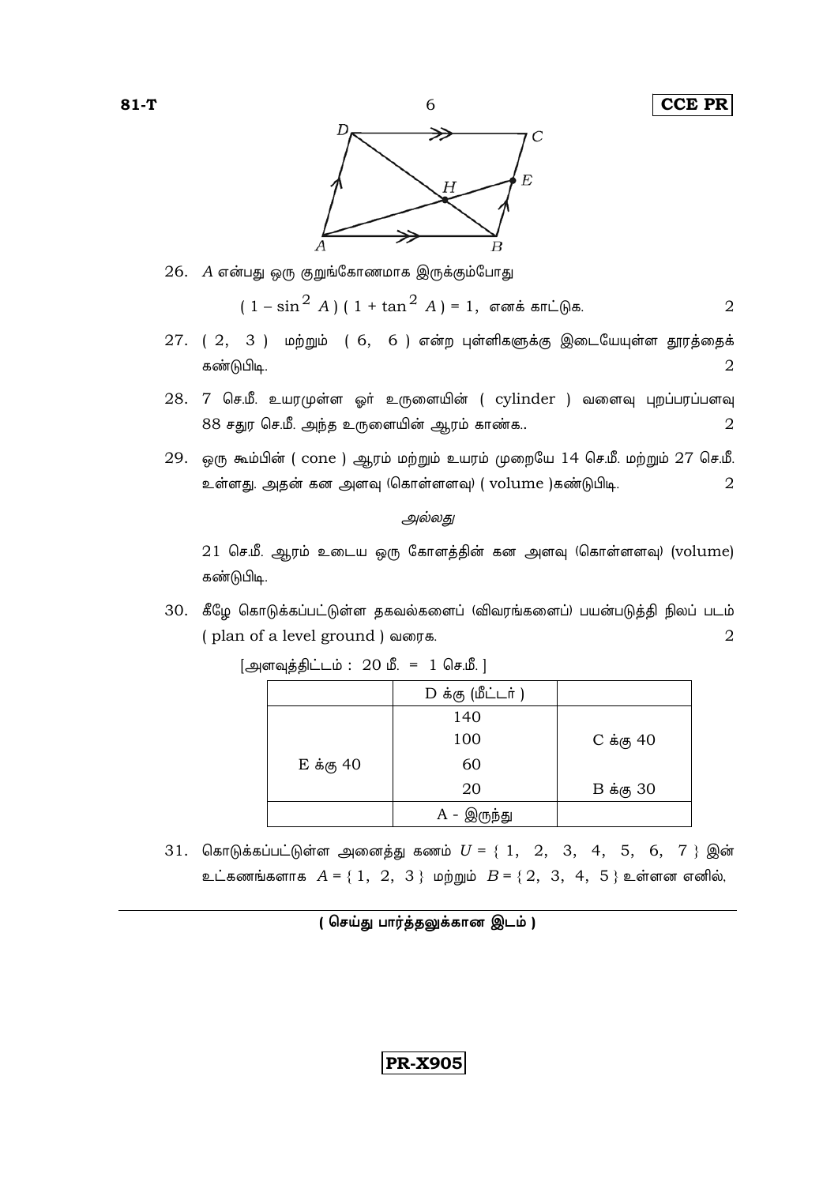26. $A$ என்பது ஒரு குறுங்கோணமாக இருக்கும்போது

$$( 1 - \sin^2 A ) ( 1 + \tan^2 A ) = 1,$$ எனக் காட்டுக. 2

27. ( 2, 3 ) மற்றும் ( 6, 6 ) என்ற புள்ளிகளுக்கு இடையேயுள்ள தூரத்தைக் கண்டுபிடி. 2

28. 7 செ.மீ. உயரமுள்ள ஓர் உருளையின் ( cylinder ) வளைவு புறப்பரப்பளவு 88 சதுர செ.மீ. அந்த உருளையின் ஆரம் காண்க.. 2

29. ஒரு கூம்பின் ( cone ) ஆரம் மற்றும் உயரம் முறையே 14 செ.மீ. மற்றும் 27 செ.மீ. உள்ளது. அதன் கன அளவு (கொள்ளளவு) ( volume )கண்டுபிடி. 2

*அல்லது*

21 செ.மீ. ஆரம் உடைய ஒரு கோளத்தின் கன அளவு (கொள்ளளவு) (volume) கண்டுபிடி.

30. கீழே கொடுக்கப்பட்டுள்ள தகவல்களைப் (விவரங்களைப்) பயன்படுத்தி நிலப் படம் ( plan of a level ground ) வரைக. 2

[அளவுத்திட்டம் : 20 மீ. = 1 செ.மீ. ]

| | D க்கு (மீட்டர் ) | |
|---|---|---|
| | 140 | |
| | 100 | C க்கு 40 |
| E க்கு 40 | 60 | |
| | 20 | B க்கு 30 |
| | A - இருந்து | |

31. கொடுக்கப்பட்டுள்ள அனைத்து கணம் $U = \{ 1, 2, 3, 4, 5, 6, 7 \}$ இன் உட்கணங்களாக $A = \{ 1, 2, 3 \}$ மற்றும் $B = \{ 2, 3, 4, 5 \}$ உள்ளன எனில்,

**( செய்து பார்த்தலுக்கான இடம் )**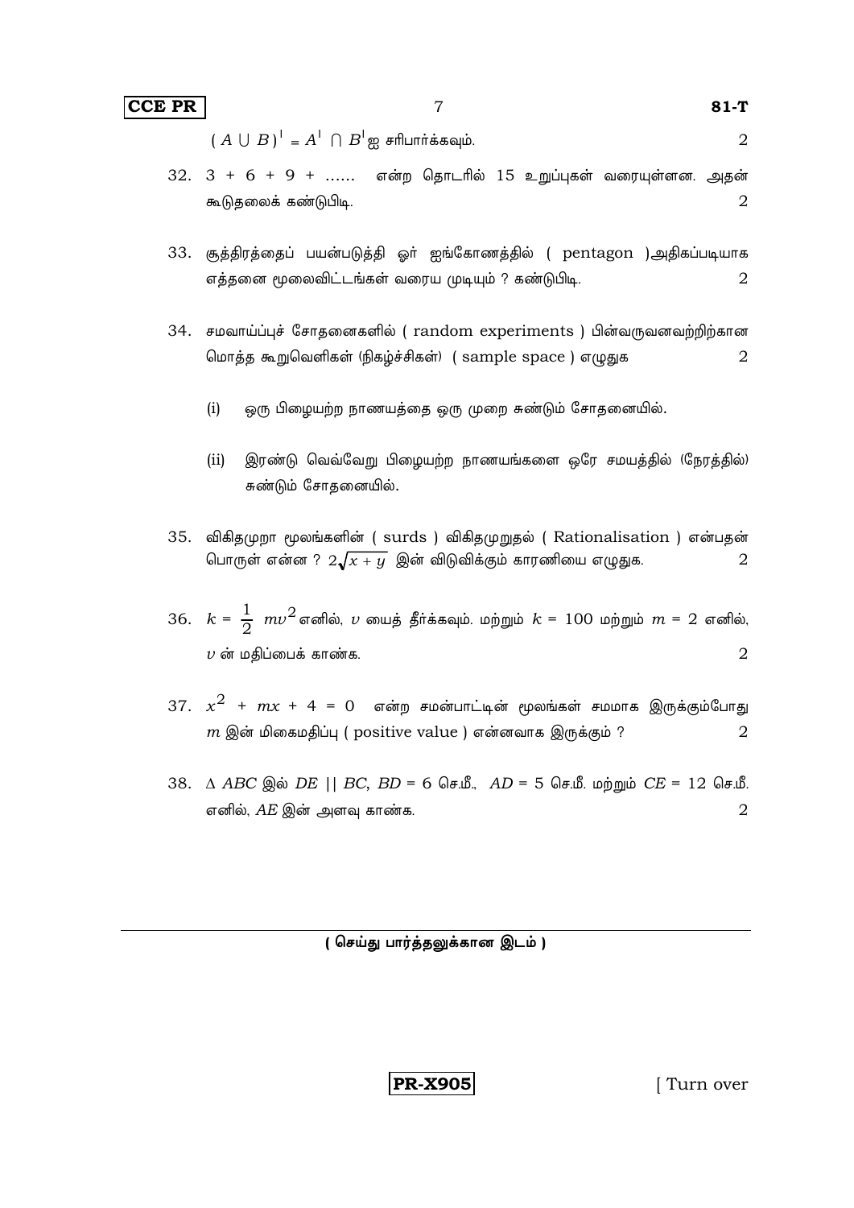$(A \cup B)^{I} = A^{I} \cap B^{I}$ ஐ சரிபார்க்கவும். 2

32. $3 + 6 + 9 + \ldots\ldots$ என்ற தொடரில் 15 உறுப்புகள் வரையுள்ளன. அதன் கூடுதலைக் கண்டுபிடி. 2

33. சூத்திரத்தைப் பயன்படுத்தி ஓர் ஐங்கோணத்தில் ( pentagon )அதிகப்படியாக எத்தனை மூலைவிட்டங்கள் வரைய முடியும் ? கண்டுபிடி. 2

34. சமவாய்ப்புச் சோதனைகளில் ( random experiments ) பின்வருவனவற்றிற்கான மொத்த கூறுவெளிகள் (நிகழ்ச்சிகள்) ( sample space ) எழுதுக 2

    (i) ஒரு பிழையற்ற நாணயத்தை ஒரு முறை சுண்டும் சோதனையில்.

    (ii) இரண்டு வெவ்வேறு பிழையற்ற நாணயங்களை ஒரே சமயத்தில் (நேரத்தில்) சுண்டும் சோதனையில்.

35. விகிதமுறா மூலங்களின் ( surds ) விகிதமுறுதல் ( Rationalisation ) என்பதன் பொருள் என்ன ? $2\sqrt{x+y}$ இன் விடுவிக்கும் காரணியை எழுதுக. 2

36. $k = \frac{1}{2} mv^2$ எனில், $v$ யைத் தீர்க்கவும். மற்றும் $k = 100$ மற்றும் $m = 2$ எனில், $v$ ன் மதிப்பைக் காண்க. 2

37. $x^2 + mx + 4 = 0$ என்ற சமன்பாட்டின் மூலங்கள் சமமாக இருக்கும்போது $m$ இன் மிகைமதிப்பு ( positive value ) என்னவாக இருக்கும் ? 2

38. $\Delta ABC$ இல் $DE \parallel BC$, $BD = 6$ செ.மீ., $AD = 5$ செ.மீ. மற்றும் $CE = 12$ செ.மீ. எனில், $AE$ இன் அளவு காண்க. 2

**( செய்து பார்த்தலுக்கான இடம் )**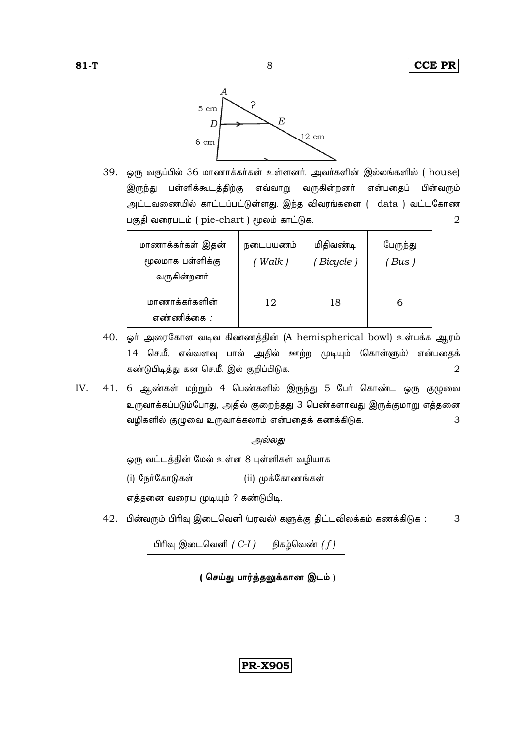39. ஒரு வகுப்பில் 36 மாணாக்கர்கள் உள்ளனர். அவர்களின் இல்லங்களில் ( house) இருந்து பள்ளிக்கூடத்திற்கு எவ்வாறு வருகின்றனர் என்பதைப் பின்வரும் அட்டவணையில் காட்டப்பட்டுள்ளது. இந்த விவரங்களை ( data ) வட்டகோண பகுதி வரைபடம் ( pie-chart ) மூலம் காட்டுக. 2

| மாணாக்கர்கள் இதன் மூலமாக பள்ளிக்கு வருகின்றனர் | நடைபயணம் *( Walk )* | மிதிவண்டி *( Bicycle )* | பேருந்து *( Bus )* |
|---|---|---|---|
| மாணாக்கர்களின் எண்ணிக்கை : | 12 | 18 | 6 |

40. ஓர் அரைகோள வடிவ கிண்ணத்தின் (A hemispherical bowl) உள்பக்க ஆரம் 14 செ.மீ. எவ்வளவு பால் அதில் ஊற்ற முடியும் (கொள்ளும்) என்பதைக் கண்டுபிடித்து கன செ.மீ. இல் குறிப்பிடுக. 2

IV. 41. 6 ஆண்கள் மற்றும் 4 பெண்களில் இருந்து 5 பேர் கொண்ட ஒரு குழுவை உருவாக்கப்படும்போது, அதில் குறைந்தது 3 பெண்களாவது இருக்குமாறு எத்தனை வழிகளில் குழுவை உருவாக்கலாம் என்பதைக் கணக்கிடுக. 3

*அல்லது*

ஒரு வட்டத்தின் மேல் உள்ள 8 புள்ளிகள் வழியாக

(i) நேர்கோடுகள் (ii) முக்கோணங்கள்

எத்தனை வரைய முடியும் ? கண்டுபிடி.

42. பின்வரும் பிரிவு இடைவெளி (பரவல்) களுக்கு திட்டவிலக்கம் கணக்கிடுக : 3

| பிரிவு இடைவெளி *( C-I )* | நிகழ்வெண் *( f )* |
|---|---|

**( செய்து பார்த்தலுக்கான இடம் )**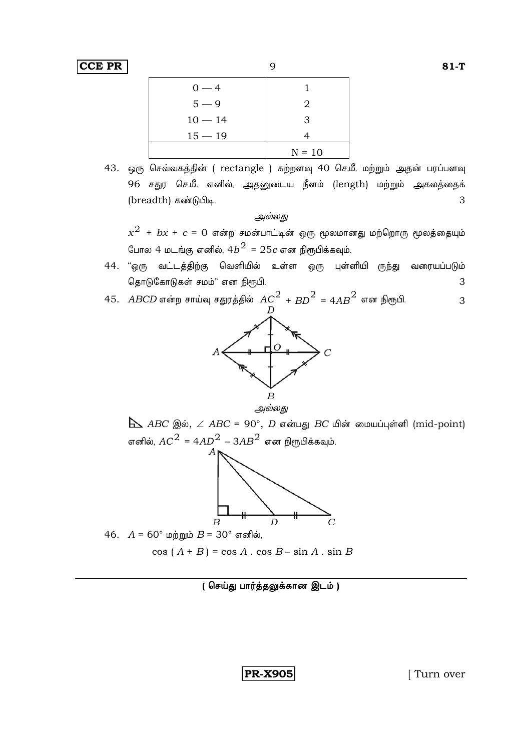| | |
|---|---|
| 0 — 4 | 1 |
| 5 — 9 | 2 |
| 10 — 14 | 3 |
| 15 — 19 | 4 |
| | N = 10 |

43. ஒரு செவ்வகத்தின் ( rectangle ) சுற்றளவு 40 செ.மீ. மற்றும் அதன் பரப்பளவு 96 சதுர செ.மீ. எனில், அதனுடைய நீளம் (length) மற்றும் அகலத்தைக் (breadth) கண்டுபிடி. 3

*அல்லது*

$x^2 + bx + c = 0$ என்ற சமன்பாட்டின் ஒரு மூலமானது மற்றொரு மூலத்தையும் போல 4 மடங்கு எனில், $4b^2 = 25c$ என நிரூபிக்கவும்.

44. "ஒரு வட்டத்திற்கு வெளியில் உள்ள ஒரு புள்ளியி ருந்து வரையப்படும் தொடுகோடுகள் சமம்" என நிரூபி. 3

45. $ABCD$ என்ற சாய்வு சதுரத்தில் $AC^2 + BD^2 = 4AB^2$ என நிரூபி. 3

*அல்லது*

$\triangle ABC$ இல், $\angle ABC = 90°$, $D$ என்பது $BC$ யின் மையப்புள்ளி (mid-point) எனில், $AC^2 = 4AD^2 - 3AB^2$ என நிரூபிக்கவும்.

46. $A = 60°$ மற்றும் $B = 30°$ எனில்,

$$\cos(A + B) = \cos A \cdot \cos B - \sin A \cdot \sin B$$

**( செய்து பார்த்தலுக்கான இடம் )**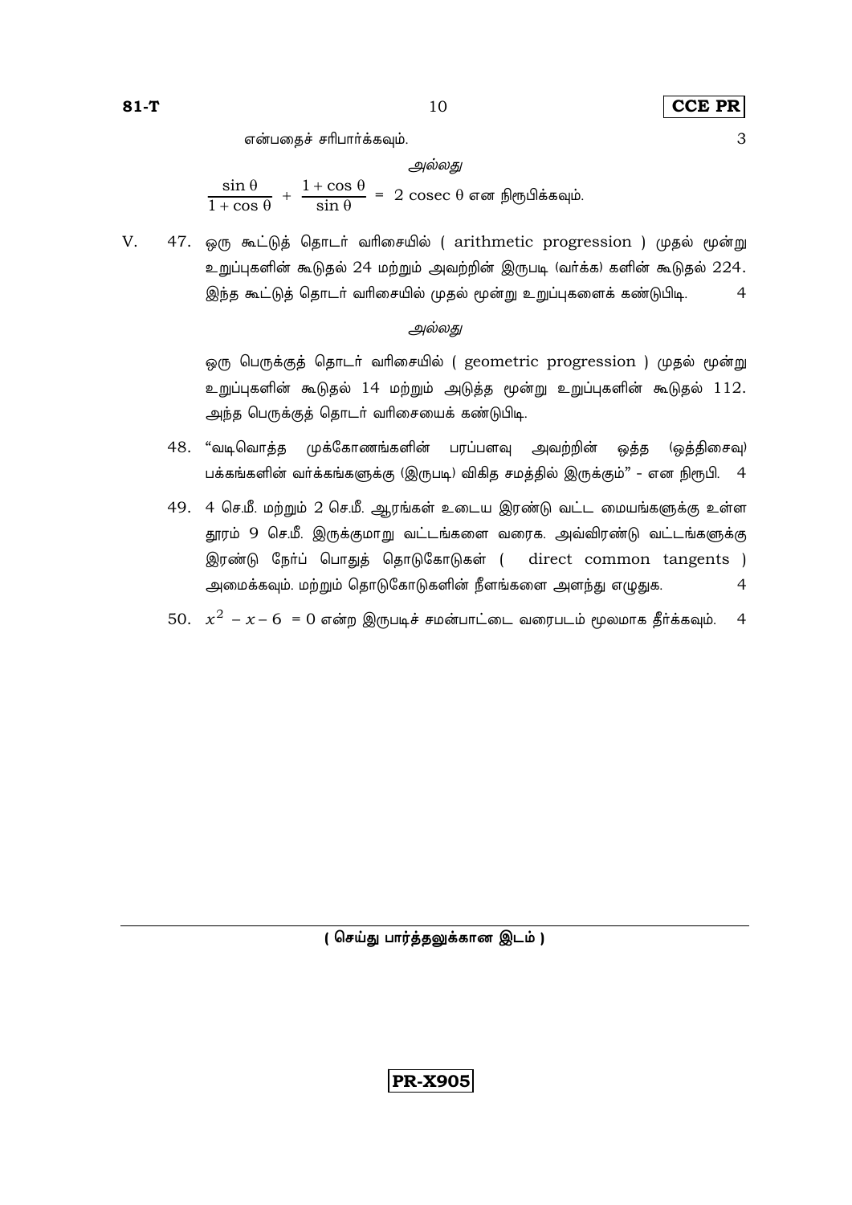என்பதைச் சரிபார்க்கவும். 3

*அல்லது*

$\frac{\sin\theta}{1+\cos\theta} + \frac{1+\cos\theta}{\sin\theta} = 2\,\text{cosec}\,\theta$ என நிரூபிக்கவும்.

V. 47. ஒரு கூட்டுத் தொடர் வரிசையில் ( arithmetic progression ) முதல் மூன்று உறுப்புகளின் கூடுதல் 24 மற்றும் அவற்றின் இருபடி (வர்க்க) களின் கூடுதல் 224. இந்த கூட்டுத் தொடர் வரிசையில் முதல் மூன்று உறுப்புகளைக் கண்டுபிடி. 4

*அல்லது*

ஒரு பெருக்குத் தொடர் வரிசையில் ( geometric progression ) முதல் மூன்று உறுப்புகளின் கூடுதல் 14 மற்றும் அடுத்த மூன்று உறுப்புகளின் கூடுதல் 112. அந்த பெருக்குத் தொடர் வரிசையைக் கண்டுபிடி.

48. "வடிவொத்த முக்கோணங்களின் பரப்பளவு அவற்றின் ஒத்த (ஒத்திசைவு) பக்கங்களின் வர்க்கங்களுக்கு (இருபடி) விகித சமத்தில் இருக்கும்" - என நிரூபி. 4

49. 4 செ.மீ. மற்றும் 2 செ.மீ. ஆரங்கள் உடைய இரண்டு வட்ட மையங்களுக்கு உள்ள தூரம் 9 செ.மீ. இருக்குமாறு வட்டங்களை வரைக. அவ்விரண்டு வட்டங்களுக்கு இரண்டு நேர்ப் பொதுத் தொடுகோடுகள் ( direct common tangents ) அமைக்கவும். மற்றும் தொடுகோடுகளின் நீளங்களை அளந்து எழுதுக. 4

50. $x^2 - x - 6 = 0$ என்ற இருபடிச் சமன்பாட்டை வரைபடம் மூலமாக தீர்க்கவும். 4

**( செய்து பார்த்தலுக்கான இடம் )**